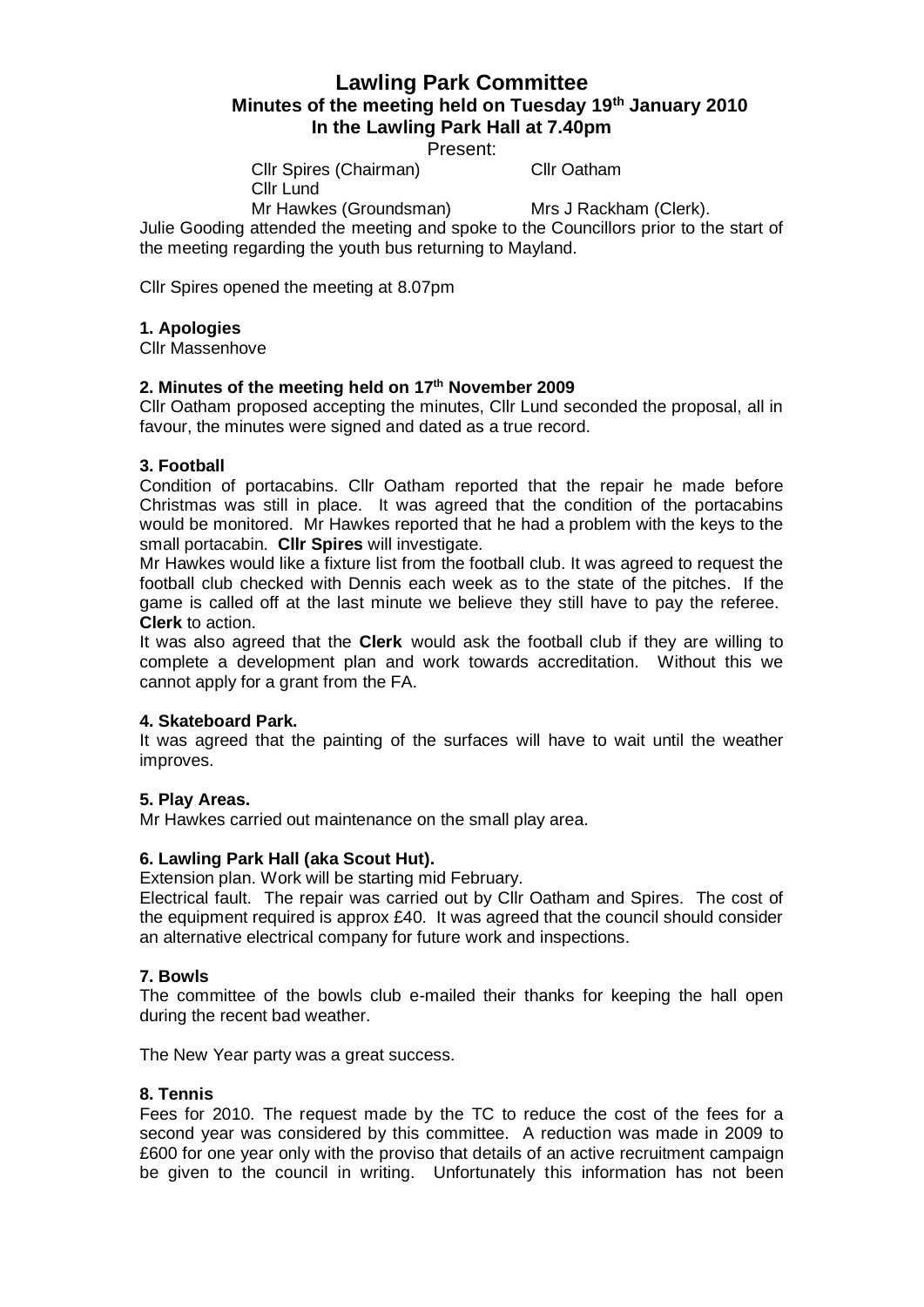# Lawling Park Committee

## Minutes of the meeting held on Tuesday 19th January 2010

## In the Lawling Park Hall at 7.40pm

Present:

Cllr Spires (Chairman) Cllr Oatham

Cllr Lund

Mr Hawkes (Groundsman) Mrs J Rackham (Clerk).

Julie Gooding attended the meeting and spoke to the Councillors prior to the start of the meeting regarding the youth bus returning to Mayland.

Cllr Spires opened the meeting at 8.07pm

**1. Apologies**

Cllr Massenhove

**2. Minutes of the meeting held on 17th November 2009**

Cllr Oatham proposed accepting the minutes, Cllr Lund seconded the proposal, all in favour, the minutes were signed and dated as a true record.

**3. Football**

Condition of portacabins. Cllr Oatham reported that the repair he made before Christmas was still in place. It was agreed that the condition of the portacabins would be monitored. Mr Hawkes reported that he had a problem with the keys to the small portacabin. **Cllr Spires** will investigate.

Mr Hawkes would like a fixture list from the football club. It was agreed to request the football club checked with Dennis each week as to the state of the pitches. If the game is called off at the last minute we believe they still have to pay the referee. **Clerk** to action.

It was also agreed that the **Clerk** would ask the football club if they are willing to complete a development plan and work towards accreditation. Without this we cannot apply for a grant from the FA.

**4. Skateboard Park.**

It was agreed that the painting of the surfaces will have to wait until the weather improves.

**5. Play Areas.**

Mr Hawkes carried out maintenance on the small play area.

**6. Lawling Park Hall (aka Scout Hut).**

Extension plan. Work will be starting mid February.

Electrical fault. The repair was carried out by Cllr Oatham and Spires. The cost of the equipment required is approx £40. It was agreed that the council should consider an alternative electrical company for future work and inspections.

**7. Bowls**

The committee of the bowls club e-mailed their thanks for keeping the hall open during the recent bad weather.

The New Year party was a great success.

**8. Tennis**

Fees for 2010. The request made by the TC to reduce the cost of the fees for a second year was considered by this committee. A reduction was made in 2009 to £600 for one year only with the proviso that details of an active recruitment campaign be given to the council in writing. Unfortunately this information has not been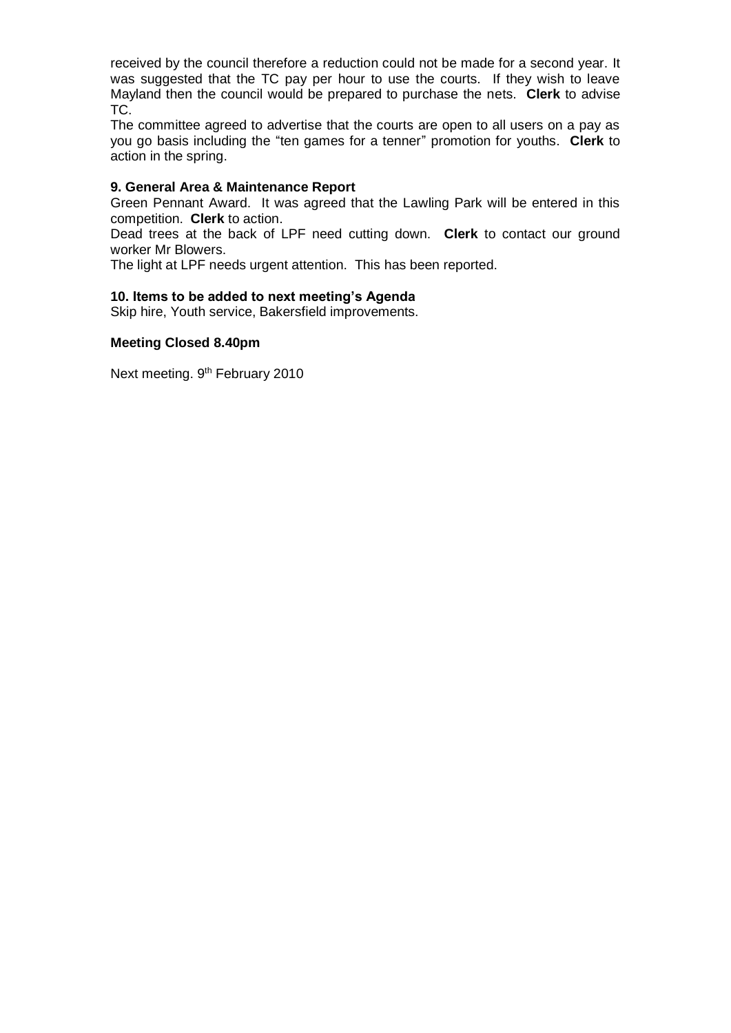received by the council therefore a reduction could not be made for a second year. It was suggested that the TC pay per hour to use the courts. If they wish to leave Mayland then the council would be prepared to purchase the nets. **Clerk** to advise TC.

The committee agreed to advertise that the courts are open to all users on a pay as you go basis including the "ten games for a tenner" promotion for youths. **Clerk** to action in the spring.

**9. General Area & Maintenance Report**

Green Pennant Award. It was agreed that the Lawling Park will be entered in this competition. **Clerk** to action.

Dead trees at the back of LPF need cutting down. **Clerk** to contact our ground worker Mr Blowers.

The light at LPF needs urgent attention. This has been reported.

**10. Items to be added to next meeting's Agenda**

Skip hire, Youth service, Bakersfield improvements.

**Meeting Closed 8.40pm**

Next meeting. 9th February 2010